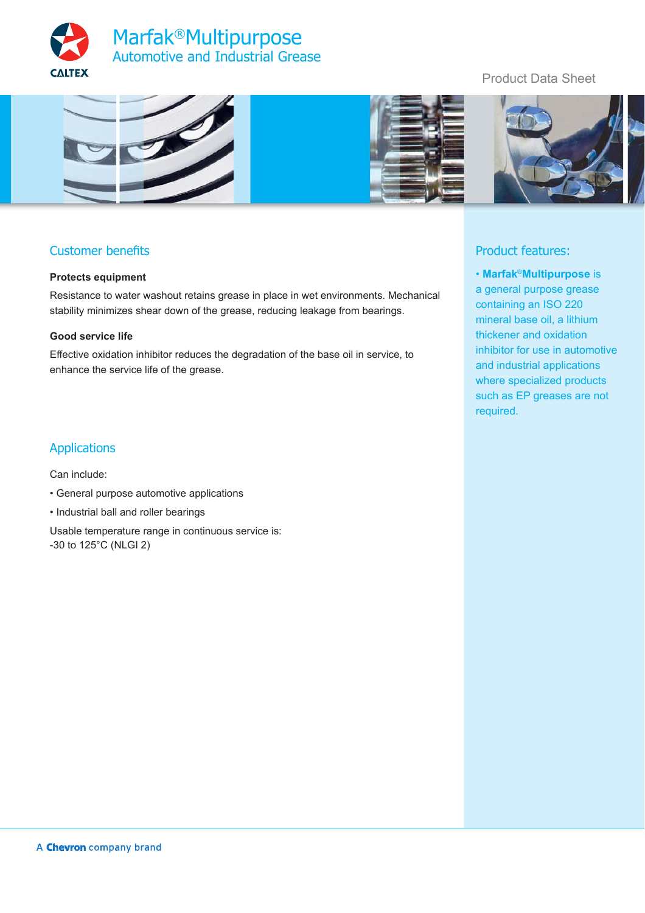# Marfak® Multipurpose

## Automotive and Industrial Grease

Product Data Sheet

## Customer benefits

**Protects equipment**

Resistance to water washout retains grease in place in wet environments. Mechanical stability minimizes shear down of the grease, reducing leakage from bearings.

**Good service life**

Effective oxidation inhibitor reduces the degradation of the base oil in service, to enhance the service life of the grease.

## Applications

Can include:

- General purpose automotive applications
- Industrial ball and roller bearings

Usable temperature range in continuous service is:
-30 to 125°C (NLGI 2)

## Product features:

- **Marfak® Multipurpose** is a general purpose grease containing an ISO 220 mineral base oil, a lithium thickener and oxidation inhibitor for use in automotive and industrial applications where specialized products such as EP greases are not required.

A **Chevron** company brand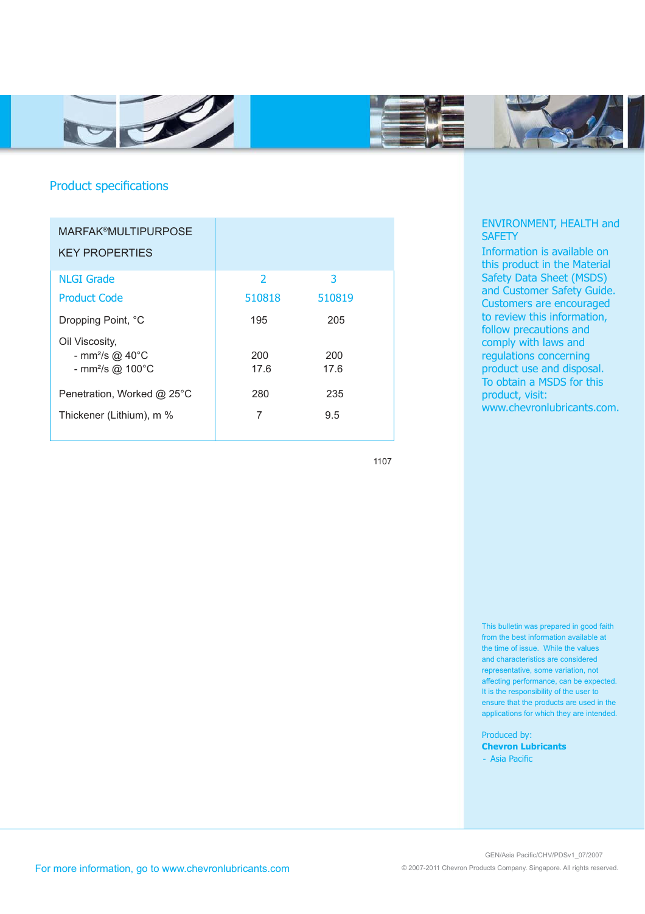## Product specifications

| MARFAK®MULTIPURPOSE<br>KEY PROPERTIES | | |
|---|---|---|
| NLGI Grade | 2 | 3 |
| Product Code | 510818 | 510819 |
| Dropping Point, °C | 195 | 205 |
| Oil Viscosity,<br>- $mm^2/s$ @ 40°C<br>- $mm^2/s$ @ 100°C | <br>200<br>17.6 | <br>200<br>17.6 |
| Penetration, Worked @ 25°C | 280 | 235 |
| Thickener (Lithium), m % | 7 | 9.5 |

1107

### ENVIRONMENT, HEALTH and SAFETY

Information is available on this product in the Material Safety Data Sheet (MSDS) and Customer Safety Guide. Customers are encouraged to review this information, follow precautions and comply with laws and regulations concerning product use and disposal. To obtain a MSDS for this product, visit: www.chevronlubricants.com.

This bulletin was prepared in good faith from the best information available at the time of issue. While the values and characteristics are considered representative, some variation, not affecting performance, can be expected. It is the responsibility of the user to ensure that the products are used in the applications for which they are intended.

Produced by:
**Chevron Lubricants**
- Asia Pacific

For more information, go to www.chevronlubricants.com

GEN/Asia Pacific/CHV/PDSv1_07/2007

© 2007-2011 Chevron Products Company. Singapore. All rights reserved.